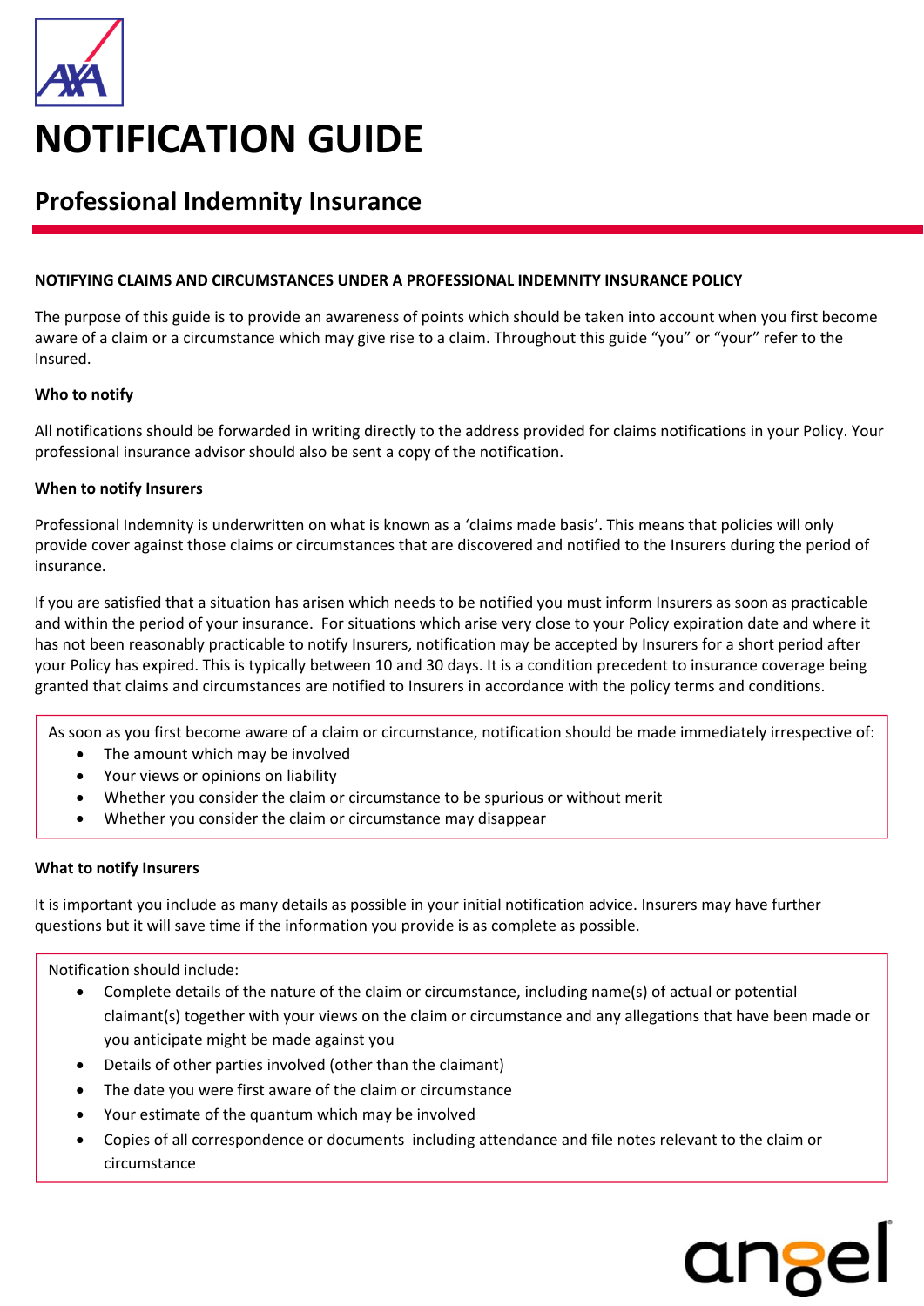# NOTIFICATION GUIDE

## Professional Indemnity Insurance

**NOTIFYING CLAIMS AND CIRCUMSTANCES UNDER A PROFESSIONAL INDEMNITY INSURANCE POLICY**

The purpose of this guide is to provide an awareness of points which should be taken into account when you first become aware of a claim or a circumstance which may give rise to a claim. Throughout this guide "you" or "your" refer to the Insured.

**Who to notify**

All notifications should be forwarded in writing directly to the address provided for claims notifications in your Policy. Your professional insurance advisor should also be sent a copy of the notification.

**When to notify Insurers**

Professional Indemnity is underwritten on what is known as a 'claims made basis'. This means that policies will only provide cover against those claims or circumstances that are discovered and notified to the Insurers during the period of insurance.

If you are satisfied that a situation has arisen which needs to be notified you must inform Insurers as soon as practicable and within the period of your insurance. For situations which arise very close to your Policy expiration date and where it has not been reasonably practicable to notify Insurers, notification may be accepted by Insurers for a short period after your Policy has expired. This is typically between 10 and 30 days. It is a condition precedent to insurance coverage being granted that claims and circumstances are notified to Insurers in accordance with the policy terms and conditions.

As soon as you first become aware of a claim or circumstance, notification should be made immediately irrespective of:

- The amount which may be involved
- Your views or opinions on liability
- Whether you consider the claim or circumstance to be spurious or without merit
- Whether you consider the claim or circumstance may disappear

**What to notify Insurers**

It is important you include as many details as possible in your initial notification advice. Insurers may have further questions but it will save time if the information you provide is as complete as possible.

Notification should include:

- Complete details of the nature of the claim or circumstance, including name(s) of actual or potential claimant(s) together with your views on the claim or circumstance and any allegations that have been made or you anticipate might be made against you
- Details of other parties involved (other than the claimant)
- The date you were first aware of the claim or circumstance
- Your estimate of the quantum which may be involved
- Copies of all correspondence or documents including attendance and file notes relevant to the claim or circumstance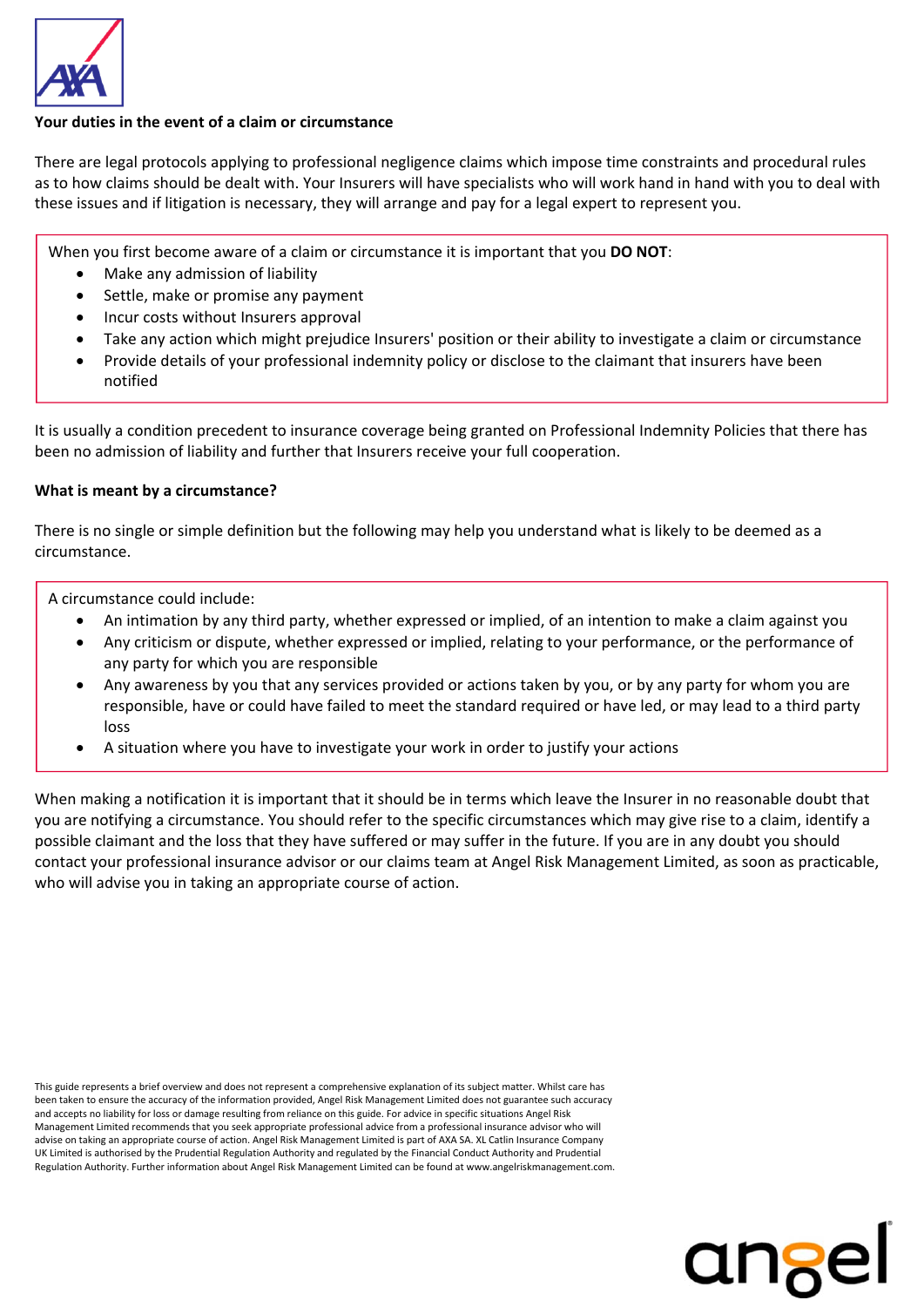**Your duties in the event of a claim or circumstance**

There are legal protocols applying to professional negligence claims which impose time constraints and procedural rules as to how claims should be dealt with. Your Insurers will have specialists who will work hand in hand with you to deal with these issues and if litigation is necessary, they will arrange and pay for a legal expert to represent you.

When you first become aware of a claim or circumstance it is important that you **DO NOT**:

- Make any admission of liability
- Settle, make or promise any payment
- Incur costs without Insurers approval
- Take any action which might prejudice Insurers' position or their ability to investigate a claim or circumstance
- Provide details of your professional indemnity policy or disclose to the claimant that insurers have been notified

It is usually a condition precedent to insurance coverage being granted on Professional Indemnity Policies that there has been no admission of liability and further that Insurers receive your full cooperation.

**What is meant by a circumstance?**

There is no single or simple definition but the following may help you understand what is likely to be deemed as a circumstance.

A circumstance could include:

- An intimation by any third party, whether expressed or implied, of an intention to make a claim against you
- Any criticism or dispute, whether expressed or implied, relating to your performance, or the performance of any party for which you are responsible
- Any awareness by you that any services provided or actions taken by you, or by any party for whom you are responsible, have or could have failed to meet the standard required or have led, or may lead to a third party loss
- A situation where you have to investigate your work in order to justify your actions

When making a notification it is important that it should be in terms which leave the Insurer in no reasonable doubt that you are notifying a circumstance. You should refer to the specific circumstances which may give rise to a claim, identify a possible claimant and the loss that they have suffered or may suffer in the future. If you are in any doubt you should contact your professional insurance advisor or our claims team at Angel Risk Management Limited, as soon as practicable, who will advise you in taking an appropriate course of action.

This guide represents a brief overview and does not represent a comprehensive explanation of its subject matter. Whilst care has been taken to ensure the accuracy of the information provided, Angel Risk Management Limited does not guarantee such accuracy and accepts no liability for loss or damage resulting from reliance on this guide. For advice in specific situations Angel Risk Management Limited recommends that you seek appropriate professional advice from a professional insurance advisor who will advise on taking an appropriate course of action. Angel Risk Management Limited is part of AXA SA. XL Catlin Insurance Company UK Limited is authorised by the Prudential Regulation Authority and regulated by the Financial Conduct Authority and Prudential Regulation Authority. Further information about Angel Risk Management Limited can be found at www.angelriskmanagement.com.